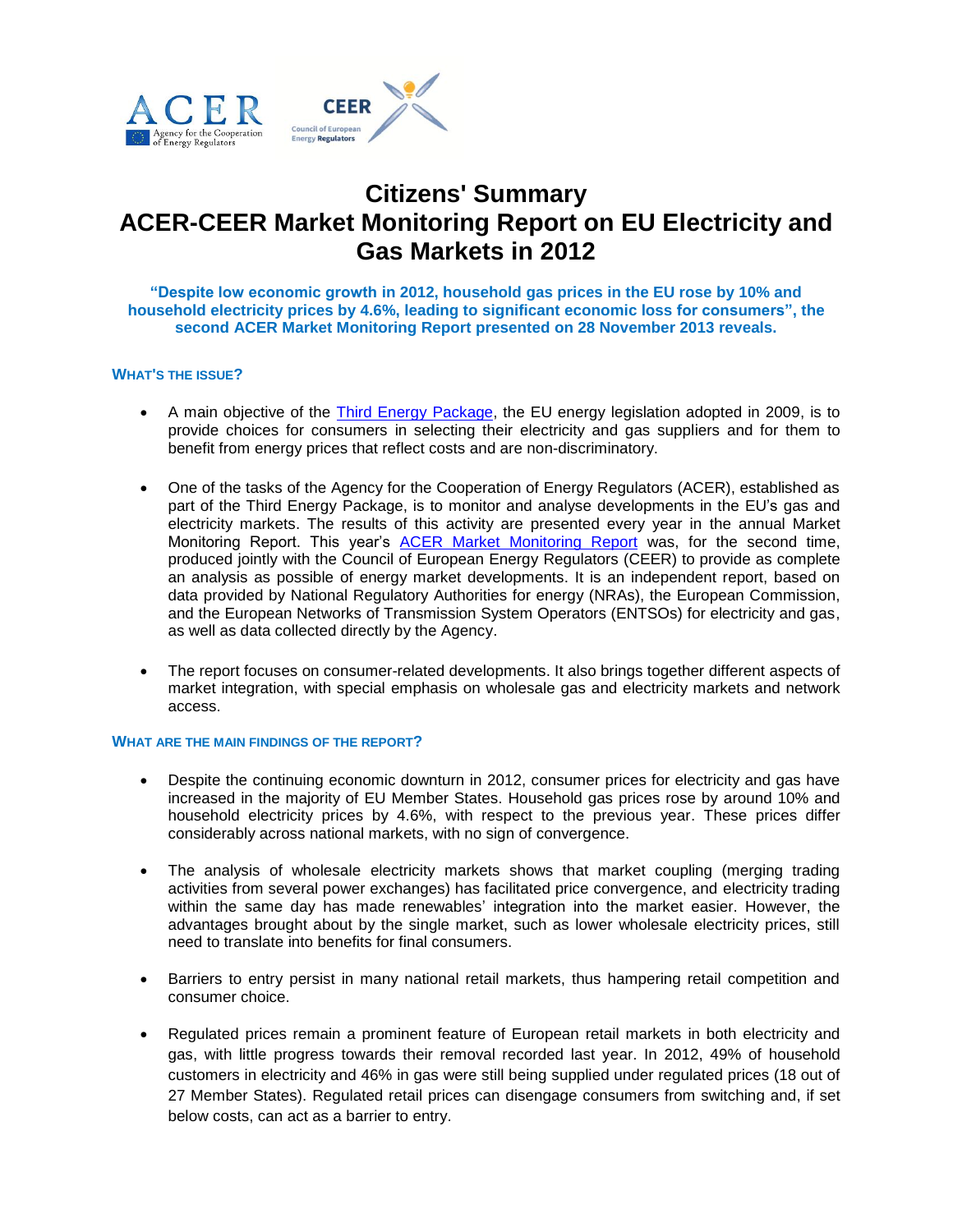# Citizens' Summary
# ACER-CEER Market Monitoring Report on EU Electricity and Gas Markets in 2012

**"Despite low economic growth in 2012, household gas prices in the EU rose by 10% and household electricity prices by 4.6%, leading to significant economic loss for consumers", the second ACER Market Monitoring Report presented on 28 November 2013 reveals.**

## WHAT'S THE ISSUE?

- A main objective of the Third Energy Package, the EU energy legislation adopted in 2009, is to provide choices for consumers in selecting their electricity and gas suppliers and for them to benefit from energy prices that reflect costs and are non-discriminatory.

- One of the tasks of the Agency for the Cooperation of Energy Regulators (ACER), established as part of the Third Energy Package, is to monitor and analyse developments in the EU's gas and electricity markets. The results of this activity are presented every year in the annual Market Monitoring Report. This year's ACER Market Monitoring Report was, for the second time, produced jointly with the Council of European Energy Regulators (CEER) to provide as complete an analysis as possible of energy market developments. It is an independent report, based on data provided by National Regulatory Authorities for energy (NRAs), the European Commission, and the European Networks of Transmission System Operators (ENTSOs) for electricity and gas, as well as data collected directly by the Agency.

- The report focuses on consumer-related developments. It also brings together different aspects of market integration, with special emphasis on wholesale gas and electricity markets and network access.

## WHAT ARE THE MAIN FINDINGS OF THE REPORT?

- Despite the continuing economic downturn in 2012, consumer prices for electricity and gas have increased in the majority of EU Member States. Household gas prices rose by around 10% and household electricity prices by 4.6%, with respect to the previous year. These prices differ considerably across national markets, with no sign of convergence.

- The analysis of wholesale electricity markets shows that market coupling (merging trading activities from several power exchanges) has facilitated price convergence, and electricity trading within the same day has made renewables' integration into the market easier. However, the advantages brought about by the single market, such as lower wholesale electricity prices, still need to translate into benefits for final consumers.

- Barriers to entry persist in many national retail markets, thus hampering retail competition and consumer choice.

- Regulated prices remain a prominent feature of European retail markets in both electricity and gas, with little progress towards their removal recorded last year. In 2012, 49% of household customers in electricity and 46% in gas were still being supplied under regulated prices (18 out of 27 Member States). Regulated retail prices can disengage consumers from switching and, if set below costs, can act as a barrier to entry.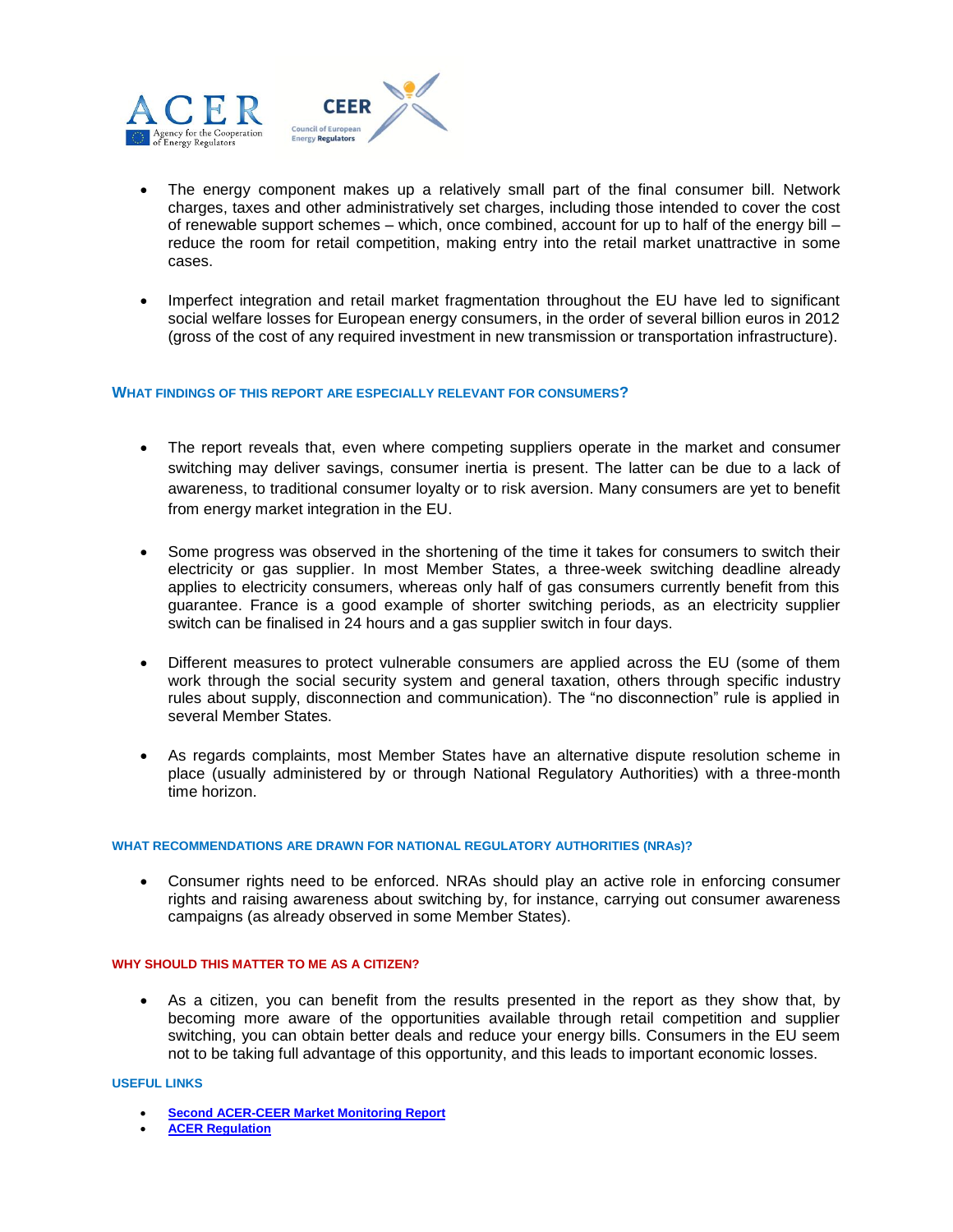- The energy component makes up a relatively small part of the final consumer bill. Network charges, taxes and other administratively set charges, including those intended to cover the cost of renewable support schemes – which, once combined, account for up to half of the energy bill – reduce the room for retail competition, making entry into the retail market unattractive in some cases.

- Imperfect integration and retail market fragmentation throughout the EU have led to significant social welfare losses for European energy consumers, in the order of several billion euros in 2012 (gross of the cost of any required investment in new transmission or transportation infrastructure).

### WHAT FINDINGS OF THIS REPORT ARE ESPECIALLY RELEVANT FOR CONSUMERS?

- The report reveals that, even where competing suppliers operate in the market and consumer switching may deliver savings, consumer inertia is present. The latter can be due to a lack of awareness, to traditional consumer loyalty or to risk aversion. Many consumers are yet to benefit from energy market integration in the EU.

- Some progress was observed in the shortening of the time it takes for consumers to switch their electricity or gas supplier. In most Member States, a three-week switching deadline already applies to electricity consumers, whereas only half of gas consumers currently benefit from this guarantee. France is a good example of shorter switching periods, as an electricity supplier switch can be finalised in 24 hours and a gas supplier switch in four days.

- Different measures to protect vulnerable consumers are applied across the EU (some of them work through the social security system and general taxation, others through specific industry rules about supply, disconnection and communication). The "no disconnection" rule is applied in several Member States.

- As regards complaints, most Member States have an alternative dispute resolution scheme in place (usually administered by or through National Regulatory Authorities) with a three-month time horizon.

### WHAT RECOMMENDATIONS ARE DRAWN FOR NATIONAL REGULATORY AUTHORITIES (NRAs)?

- Consumer rights need to be enforced. NRAs should play an active role in enforcing consumer rights and raising awareness about switching by, for instance, carrying out consumer awareness campaigns (as already observed in some Member States).

### WHY SHOULD THIS MATTER TO ME AS A CITIZEN?

- As a citizen, you can benefit from the results presented in the report as they show that, by becoming more aware of the opportunities available through retail competition and supplier switching, you can obtain better deals and reduce your energy bills. Consumers in the EU seem not to be taking full advantage of this opportunity, and this leads to important economic losses.

### USEFUL LINKS

- **Second ACER-CEER Market Monitoring Report**
- **ACER Regulation**